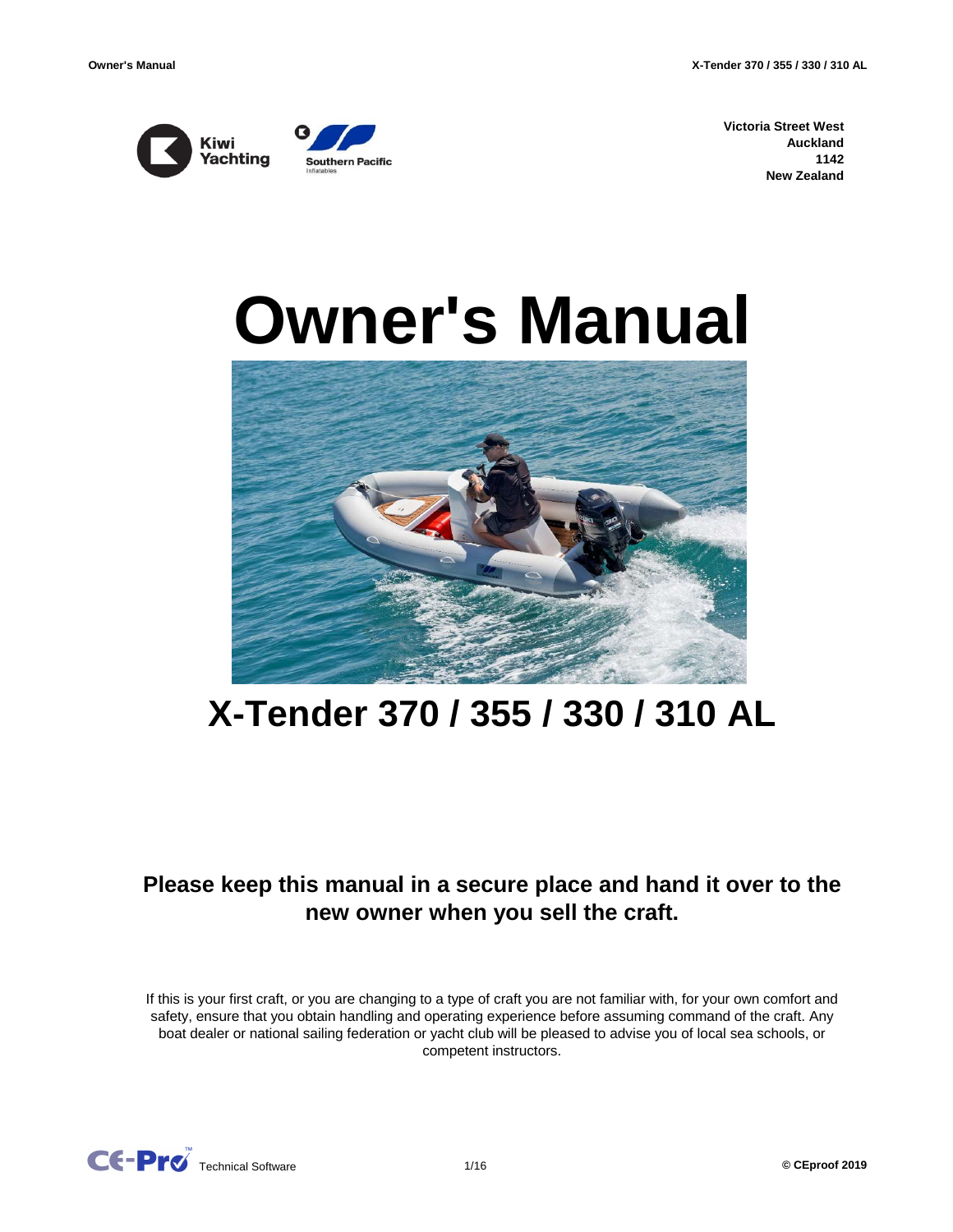Kiwi Yachting

Southern Pacific Inflatables

**Victoria Street West**
**Auckland**
**1142**
**New Zealand**

# Owner's Manual

# X-Tender 370 / 355 / 330 / 310 AL

**Please keep this manual in a secure place and hand it over to the new owner when you sell the craft.**

If this is your first craft, or you are changing to a type of craft you are not familiar with, for your own comfort and safety, ensure that you obtain handling and operating experience before assuming command of the craft. Any boat dealer or national sailing federation or yacht club will be pleased to advise you of local sea schools, or competent instructors.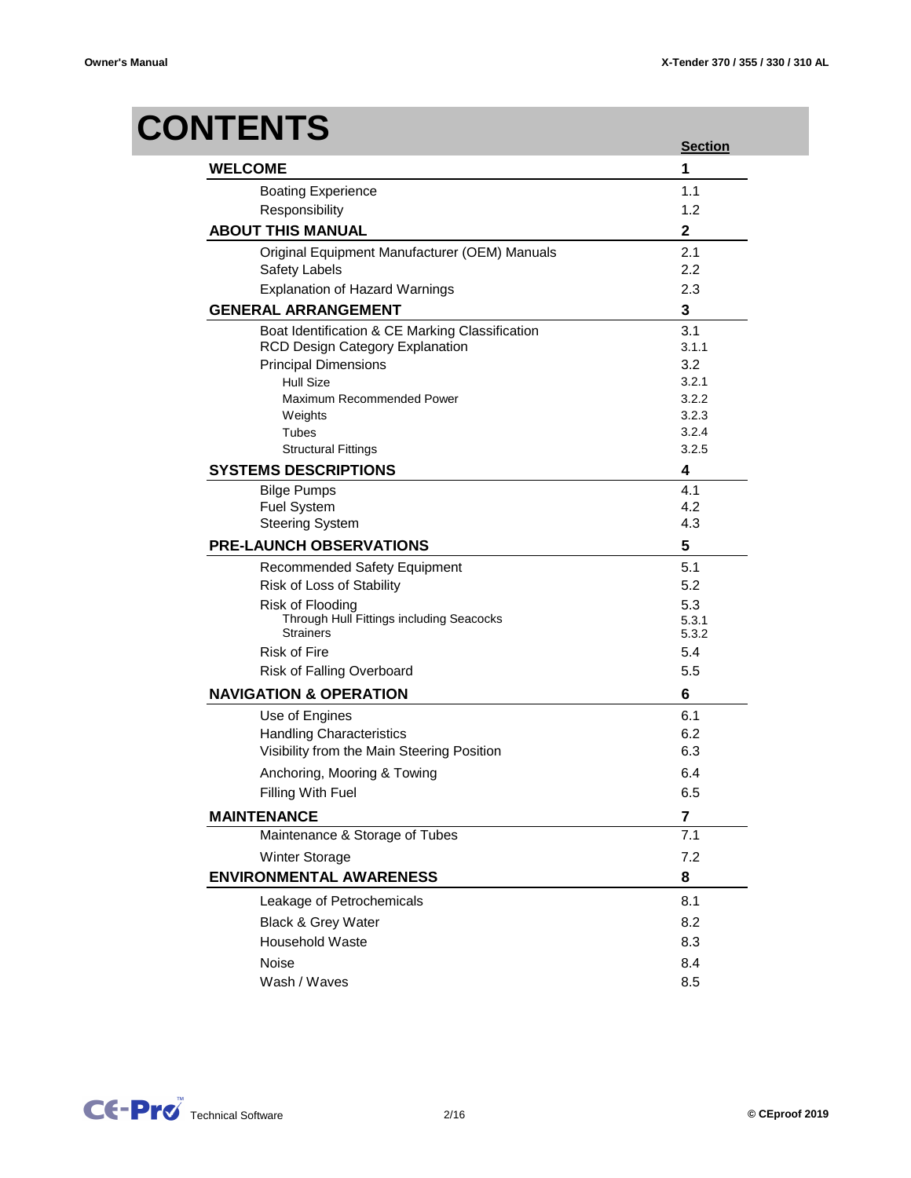# CONTENTS

| | Section |
|---|---|
| **WELCOME** | **1** |
| Boating Experience | 1.1 |
| Responsibility | 1.2 |
| **ABOUT THIS MANUAL** | **2** |
| Original Equipment Manufacturer (OEM) Manuals | 2.1 |
| Safety Labels | 2.2 |
| Explanation of Hazard Warnings | 2.3 |
| **GENERAL ARRANGEMENT** | **3** |
| Boat Identification & CE Marking Classification | 3.1 |
| RCD Design Category Explanation | 3.1.1 |
| Principal Dimensions | 3.2 |
| Hull Size | 3.2.1 |
| Maximum Recommended Power | 3.2.2 |
| Weights | 3.2.3 |
| Tubes | 3.2.4 |
| Structural Fittings | 3.2.5 |
| **SYSTEMS DESCRIPTIONS** | **4** |
| Bilge Pumps | 4.1 |
| Fuel System | 4.2 |
| Steering System | 4.3 |
| **PRE-LAUNCH OBSERVATIONS** | **5** |
| Recommended Safety Equipment | 5.1 |
| Risk of Loss of Stability | 5.2 |
| Risk of Flooding | 5.3 |
| Through Hull Fittings including Seacocks | 5.3.1 |
| Strainers | 5.3.2 |
| Risk of Fire | 5.4 |
| Risk of Falling Overboard | 5.5 |
| **NAVIGATION & OPERATION** | **6** |
| Use of Engines | 6.1 |
| Handling Characteristics | 6.2 |
| Visibility from the Main Steering Position | 6.3 |
| Anchoring, Mooring & Towing | 6.4 |
| Filling With Fuel | 6.5 |
| **MAINTENANCE** | **7** |
| Maintenance & Storage of Tubes | 7.1 |
| Winter Storage | 7.2 |
| **ENVIRONMENTAL AWARENESS** | **8** |
| Leakage of Petrochemicals | 8.1 |
| Black & Grey Water | 8.2 |
| Household Waste | 8.3 |
| Noise | 8.4 |
| Wash / Waves | 8.5 |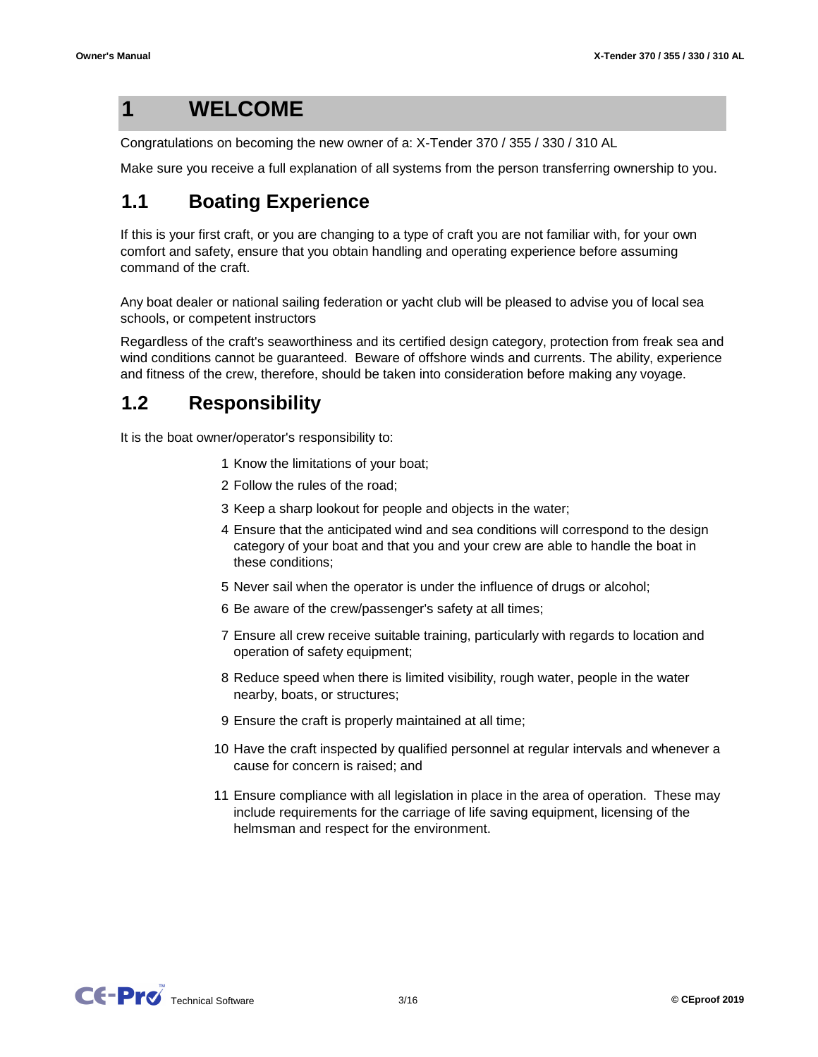# 1 WELCOME

Congratulations on becoming the new owner of a: X-Tender 370 / 355 / 330 / 310 AL

Make sure you receive a full explanation of all systems from the person transferring ownership to you.

## 1.1 Boating Experience

If this is your first craft, or you are changing to a type of craft you are not familiar with, for your own comfort and safety, ensure that you obtain handling and operating experience before assuming command of the craft.

Any boat dealer or national sailing federation or yacht club will be pleased to advise you of local sea schools, or competent instructors

Regardless of the craft's seaworthiness and its certified design category, protection from freak sea and wind conditions cannot be guaranteed. Beware of offshore winds and currents. The ability, experience and fitness of the crew, therefore, should be taken into consideration before making any voyage.

## 1.2 Responsibility

It is the boat owner/operator's responsibility to:

1. Know the limitations of your boat;
2. Follow the rules of the road;
3. Keep a sharp lookout for people and objects in the water;
4. Ensure that the anticipated wind and sea conditions will correspond to the design category of your boat and that you and your crew are able to handle the boat in these conditions;
5. Never sail when the operator is under the influence of drugs or alcohol;
6. Be aware of the crew/passenger's safety at all times;
7. Ensure all crew receive suitable training, particularly with regards to location and operation of safety equipment;
8. Reduce speed when there is limited visibility, rough water, people in the water nearby, boats, or structures;
9. Ensure the craft is properly maintained at all time;
10. Have the craft inspected by qualified personnel at regular intervals and whenever a cause for concern is raised; and
11. Ensure compliance with all legislation in place in the area of operation. These may include requirements for the carriage of life saving equipment, licensing of the helmsman and respect for the environment.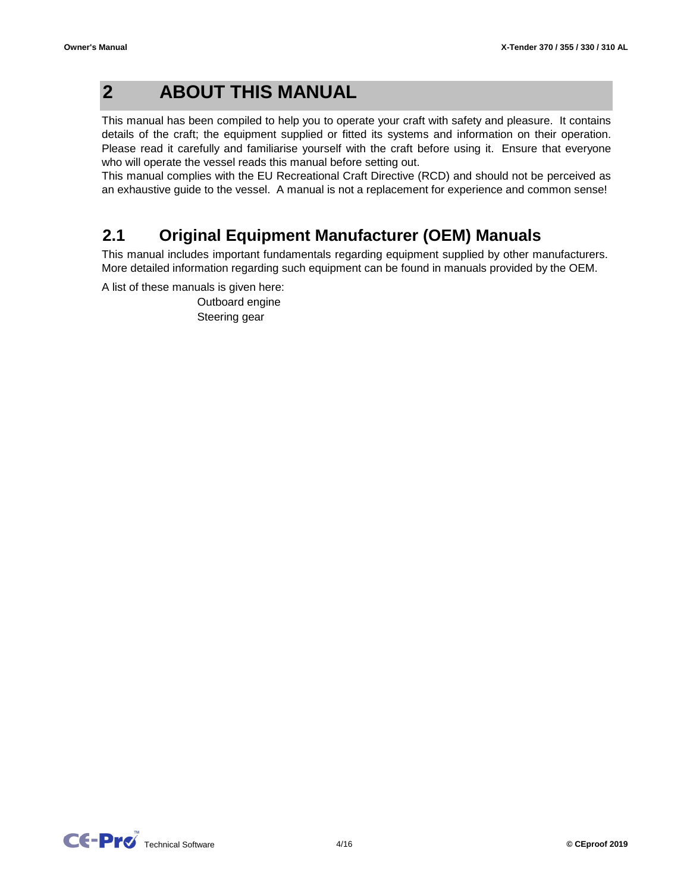# 2 ABOUT THIS MANUAL

This manual has been compiled to help you to operate your craft with safety and pleasure. It contains details of the craft; the equipment supplied or fitted its systems and information on their operation. Please read it carefully and familiarise yourself with the craft before using it. Ensure that everyone who will operate the vessel reads this manual before setting out.

This manual complies with the EU Recreational Craft Directive (RCD) and should not be perceived as an exhaustive guide to the vessel. A manual is not a replacement for experience and common sense!

## 2.1 Original Equipment Manufacturer (OEM) Manuals

This manual includes important fundamentals regarding equipment supplied by other manufacturers. More detailed information regarding such equipment can be found in manuals provided by the OEM.

A list of these manuals is given here:

- Outboard engine
- Steering gear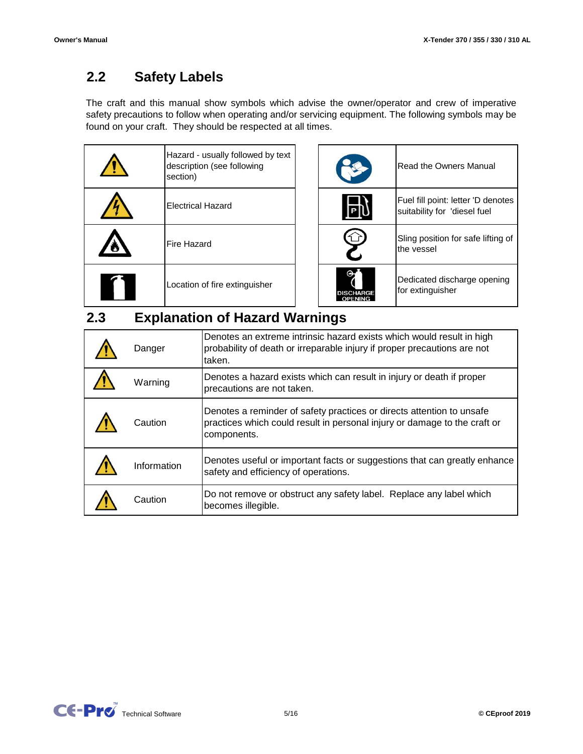## 2.2 Safety Labels

The craft and this manual show symbols which advise the owner/operator and crew of imperative safety precautions to follow when operating and/or servicing equipment. The following symbols may be found on your craft. They should be respected at all times.

| Symbol | Description |
|---|---|
| | Hazard - usually followed by text description (see following section) |
| | Electrical Hazard |
| | Fire Hazard |
| | Location of fire extinguisher |

| Symbol | Description |
|---|---|
| | Read the Owners Manual |
| | Fuel fill point: letter 'D denotes suitability for 'diesel fuel |
| | Sling position for safe lifting of the vessel |
| DISCHARGE OPENING | Dedicated discharge opening for extinguisher |

## 2.3 Explanation of Hazard Warnings

| Symbol | Level | Explanation |
|---|---|---|
| | Danger | Denotes an extreme intrinsic hazard exists which would result in high probability of death or irreparable injury if proper precautions are not taken. |
| | Warning | Denotes a hazard exists which can result in injury or death if proper precautions are not taken. |
| | Caution | Denotes a reminder of safety practices or directs attention to unsafe practices which could result in personal injury or damage to the craft or components. |
| | Information | Denotes useful or important facts or suggestions that can greatly enhance safety and efficiency of operations. |
| | Caution | Do not remove or obstruct any safety label. Replace any label which becomes illegible. |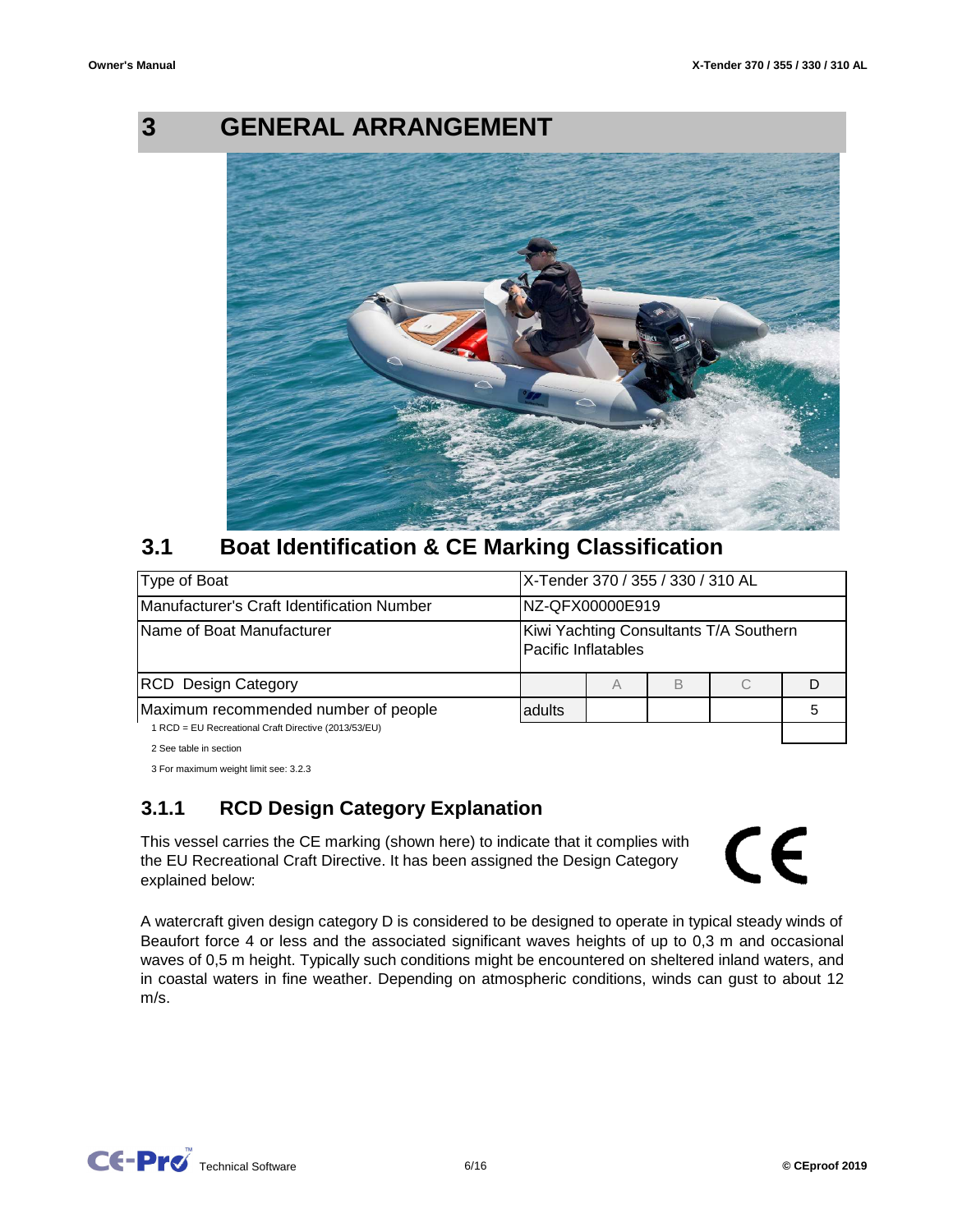# 3 GENERAL ARRANGEMENT

## 3.1 Boat Identification & CE Marking Classification

| Type of Boat | X-Tender 370 / 355 / 330 / 310 AL | | | | |
|---|---|---|---|---|---|
| Manufacturer's Craft Identification Number | NZ-QFX00000E919 | | | | |
| Name of Boat Manufacturer | Kiwi Yachting Consultants T/A Southern Pacific Inflatables | | | | |
| RCD Design Category | | A | B | C | D |
| Maximum recommended number of people | adults | | | | 5 |

1 RCD = EU Recreational Craft Directive (2013/53/EU)

2 See table in section

3 For maximum weight limit see: 3.2.3

### 3.1.1 RCD Design Category Explanation

This vessel carries the CE marking (shown here) to indicate that it complies with the EU Recreational Craft Directive. It has been assigned the Design Category explained below:

A watercraft given design category D is considered to be designed to operate in typical steady winds of Beaufort force 4 or less and the associated significant waves heights of up to 0,3 m and occasional waves of 0,5 m height. Typically such conditions might be encountered on sheltered inland waters, and in coastal waters in fine weather. Depending on atmospheric conditions, winds can gust to about 12 m/s.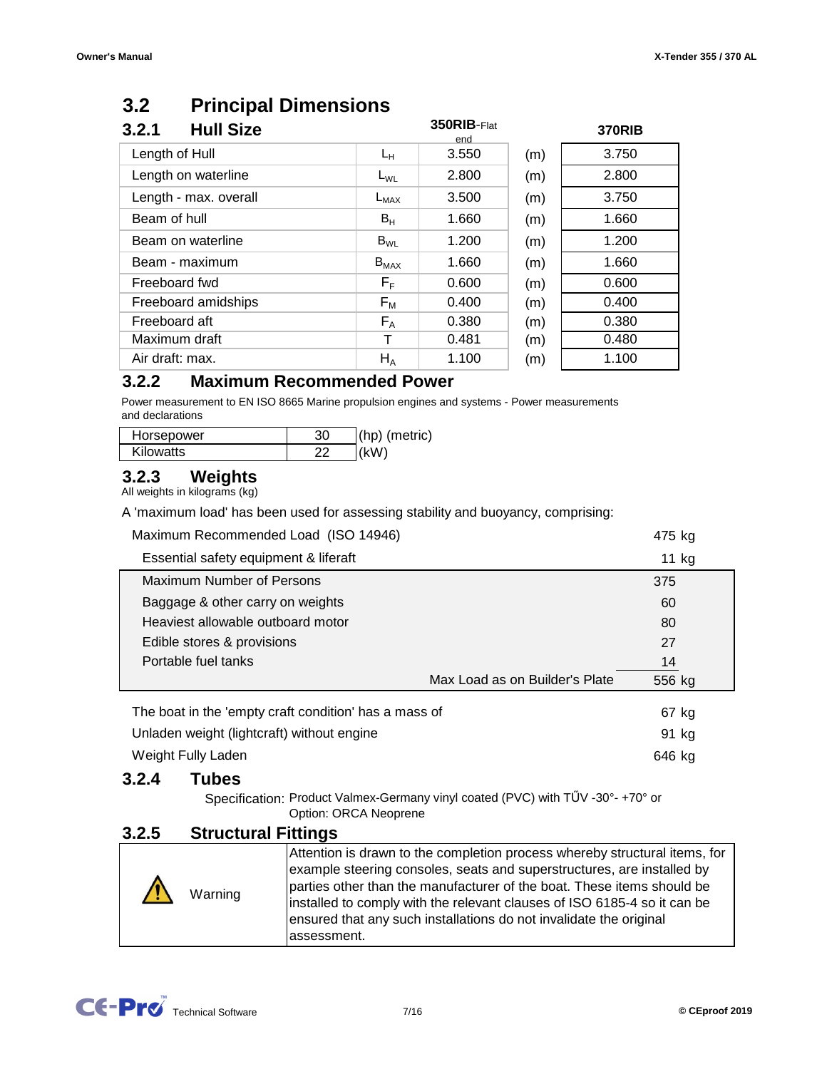## 3.2 Principal Dimensions

### 3.2.1 Hull Size

| | | 350RIB-Flat end | | 370RIB |
|---|---|---|---|---|
| Length of Hull | $L_H$ | 3.550 | (m) | 3.750 |
| Length on waterline | $L_{WL}$ | 2.800 | (m) | 2.800 |
| Length - max. overall | $L_{MAX}$ | 3.500 | (m) | 3.750 |
| Beam of hull | $B_H$ | 1.660 | (m) | 1.660 |
| Beam on waterline | $B_{WL}$ | 1.200 | (m) | 1.200 |
| Beam - maximum | $B_{MAX}$ | 1.660 | (m) | 1.660 |
| Freeboard fwd | $F_F$ | 0.600 | (m) | 0.600 |
| Freeboard amidships | $F_M$ | 0.400 | (m) | 0.400 |
| Freeboard aft | $F_A$ | 0.380 | (m) | 0.380 |
| Maximum draft | T | 0.481 | (m) | 0.480 |
| Air draft: max. | $H_A$ | 1.100 | (m) | 1.100 |

### 3.2.2 Maximum Recommended Power

Power measurement to EN ISO 8665 Marine propulsion engines and systems - Power measurements and declarations

| | | |
|---|---|---|
| Horsepower | 30 | (hp) (metric) |
| Kilowatts | 22 | (kW) |

### 3.2.3 Weights

All weights in kilograms (kg)

A 'maximum load' has been used for assessing stability and buoyancy, comprising:

| | |
|---|---|
| Maximum Recommended Load (ISO 14946) | 475 kg |
| Essential safety equipment & liferaft | 11 kg |
| Maximum Number of Persons | 375 |
| Baggage & other carry on weights | 60 |
| Heaviest allowable outboard motor | 80 |
| Edible stores & provisions | 27 |
| Portable fuel tanks | 14 |
| Max Load as on Builder's Plate | 556 kg |

| | |
|---|---|
| The boat in the 'empty craft condition' has a mass of | 67 kg |
| Unladen weight (lightcraft) without engine | 91 kg |
| Weight Fully Laden | 646 kg |

### 3.2.4 Tubes

Specification: Product Valmex-Germany vinyl coated (PVC) with TŰV -30°- +70° or
Option: ORCA Neoprene

### 3.2.5 Structural Fittings

| | |
|---|---|
| ⚠ Warning | Attention is drawn to the completion process whereby structural items, for example steering consoles, seats and superstructures, are installed by parties other than the manufacturer of the boat. These items should be installed to comply with the relevant clauses of ISO 6185-4 so it can be ensured that any such installations do not invalidate the original assessment. |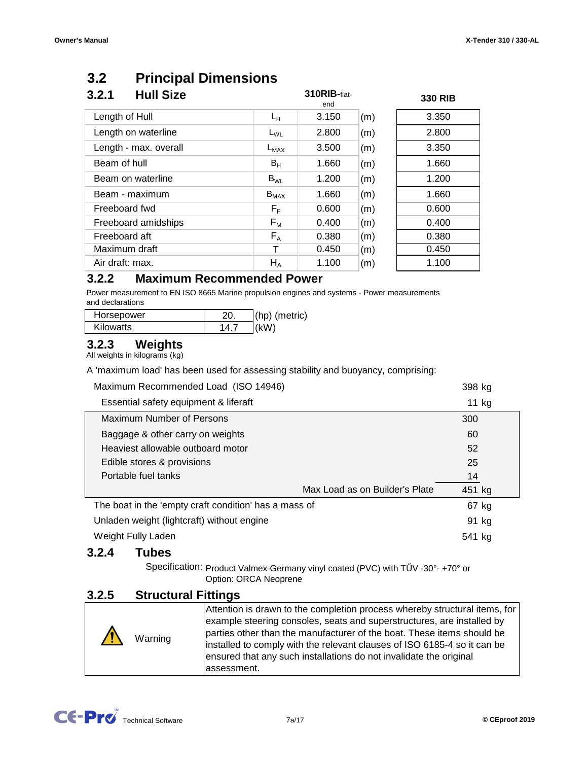## 3.2 Principal Dimensions

### 3.2.1 Hull Size

| | | 310RIB-flat-end | | 330 RIB |
|---|---|---|---|---|
| Length of Hull | $L_H$ | 3.150 | (m) | 3.350 |
| Length on waterline | $L_{WL}$ | 2.800 | (m) | 2.800 |
| Length - max. overall | $L_{MAX}$ | 3.500 | (m) | 3.350 |
| Beam of hull | $B_H$ | 1.660 | (m) | 1.660 |
| Beam on waterline | $B_{WL}$ | 1.200 | (m) | 1.200 |
| Beam - maximum | $B_{MAX}$ | 1.660 | (m) | 1.660 |
| Freeboard fwd | $F_F$ | 0.600 | (m) | 0.600 |
| Freeboard amidships | $F_M$ | 0.400 | (m) | 0.400 |
| Freeboard aft | $F_A$ | 0.380 | (m) | 0.380 |
| Maximum draft | T | 0.450 | (m) | 0.450 |
| Air draft: max. | $H_A$ | 1.100 | (m) | 1.100 |

### 3.2.2 Maximum Recommended Power

Power measurement to EN ISO 8665 Marine propulsion engines and systems - Power measurements and declarations

| | | |
|---|---|---|
| Horsepower | 20. | (hp) (metric) |
| Kilowatts | 14.7 | (kW) |

### 3.2.3 Weights

All weights in kilograms (kg)

A 'maximum load' has been used for assessing stability and buoyancy, comprising:

| | |
|---|---|
| Maximum Recommended Load (ISO 14946) | 398 kg |
| Essential safety equipment & liferaft | 11 kg |
| Maximum Number of Persons | 300 |
| Baggage & other carry on weights | 60 |
| Heaviest allowable outboard motor | 52 |
| Edible stores & provisions | 25 |
| Portable fuel tanks | 14 |
| Max Load as on Builder's Plate | 451 kg |
| The boat in the 'empty craft condition' has a mass of | 67 kg |
| Unladen weight (lightcraft) without engine | 91 kg |
| Weight Fully Laden | 541 kg |

### 3.2.4 Tubes

Specification: Product Valmex-Germany vinyl coated (PVC) with TŮV -30°- +70° or
Option: ORCA Neoprene

### 3.2.5 Structural Fittings

| | |
|---|---|
| ⚠ Warning | Attention is drawn to the completion process whereby structural items, for example steering consoles, seats and superstructures, are installed by parties other than the manufacturer of the boat. These items should be installed to comply with the relevant clauses of ISO 6185-4 so it can be ensured that any such installations do not invalidate the original assessment. |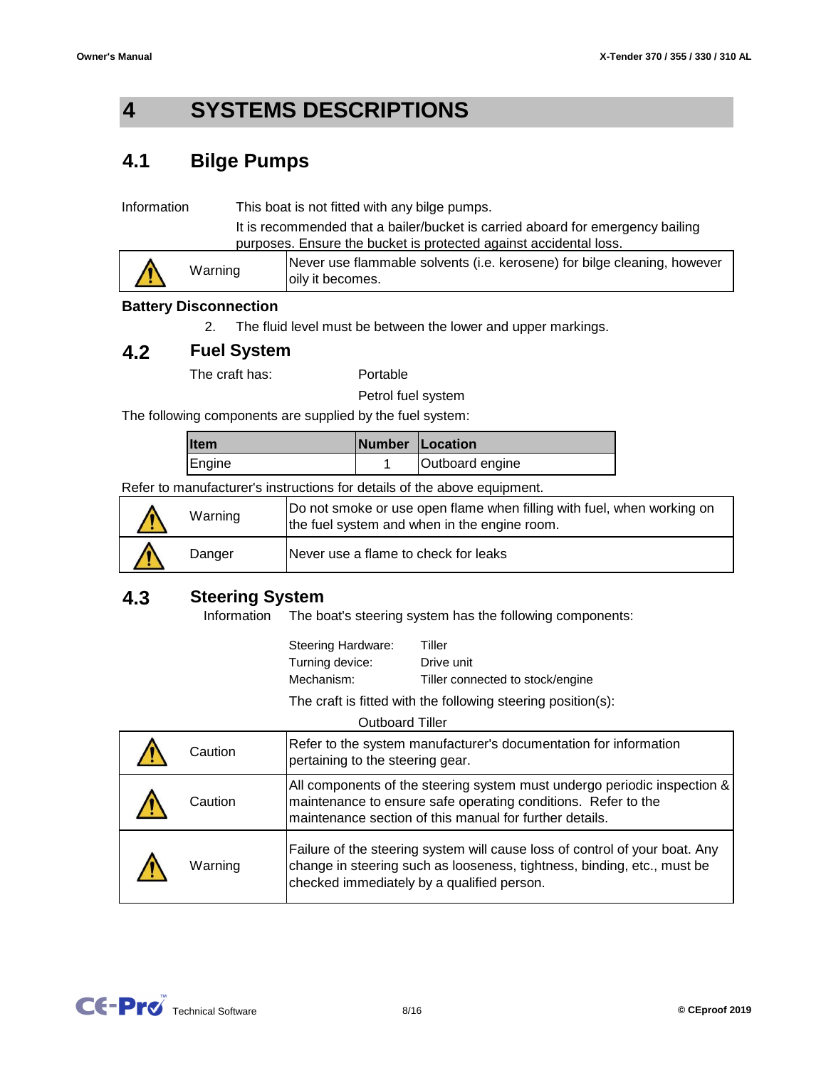# 4 SYSTEMS DESCRIPTIONS

## 4.1 Bilge Pumps

Information — This boat is not fitted with any bilge pumps.

It is recommended that a bailer/bucket is carried aboard for emergency bailing purposes. Ensure the bucket is protected against accidental loss.

| | | |
|---|---|---|
| ⚠ | Warning | Never use flammable solvents (i.e. kerosene) for bilge cleaning, however oily it becomes. |

**Battery Disconnection**

2. The fluid level must be between the lower and upper markings.

## 4.2 Fuel System

The craft has: Portable

Petrol fuel system

The following components are supplied by the fuel system:

| Item | Number | Location |
|---|---|---|
| Engine | 1 | Outboard engine |

Refer to manufacturer's instructions for details of the above equipment.

| | | |
|---|---|---|
| ⚠ | Warning | Do not smoke or use open flame when filling with fuel, when working on the fuel system and when in the engine room. |
| ⚠ | Danger | Never use a flame to check for leaks |

## 4.3 Steering System

Information — The boat's steering system has the following components:

Steering Hardware: Tiller
Turning device: Drive unit
Mechanism: Tiller connected to stock/engine

The craft is fitted with the following steering position(s):

Outboard Tiller

| | | |
|---|---|---|
| ⚠ | Caution | Refer to the system manufacturer's documentation for information pertaining to the steering gear. |
| ⚠ | Caution | All components of the steering system must undergo periodic inspection & maintenance to ensure safe operating conditions. Refer to the maintenance section of this manual for further details. |
| ⚠ | Warning | Failure of the steering system will cause loss of control of your boat. Any change in steering such as looseness, tightness, binding, etc., must be checked immediately by a qualified person. |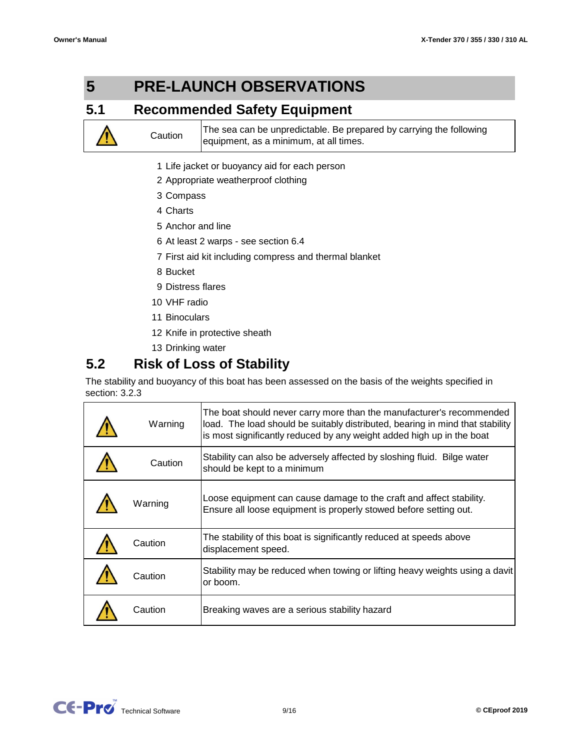# 5 PRE-LAUNCH OBSERVATIONS

## 5.1 Recommended Safety Equipment

| | | |
|---|---|---|
| ⚠ | Caution | The sea can be unpredictable. Be prepared by carrying the following equipment, as a minimum, at all times. |

1. Life jacket or buoyancy aid for each person
2. Appropriate weatherproof clothing
3. Compass
4. Charts
5. Anchor and line
6. At least 2 warps - see section 6.4
7. First aid kit including compress and thermal blanket
8. Bucket
9. Distress flares
10. VHF radio
11. Binoculars
12. Knife in protective sheath
13. Drinking water

## 5.2 Risk of Loss of Stability

The stability and buoyancy of this boat has been assessed on the basis of the weights specified in section: 3.2.3

| | | |
|---|---|---|
| ⚠ | Warning | The boat should never carry more than the manufacturer's recommended load. The load should be suitably distributed, bearing in mind that stability is most significantly reduced by any weight added high up in the boat |
| ⚠ | Caution | Stability can also be adversely affected by sloshing fluid. Bilge water should be kept to a minimum |
| ⚠ | Warning | Loose equipment can cause damage to the craft and affect stability. Ensure all loose equipment is properly stowed before setting out. |
| ⚠ | Caution | The stability of this boat is significantly reduced at speeds above displacement speed. |
| ⚠ | Caution | Stability may be reduced when towing or lifting heavy weights using a davit or boom. |
| ⚠ | Caution | Breaking waves are a serious stability hazard |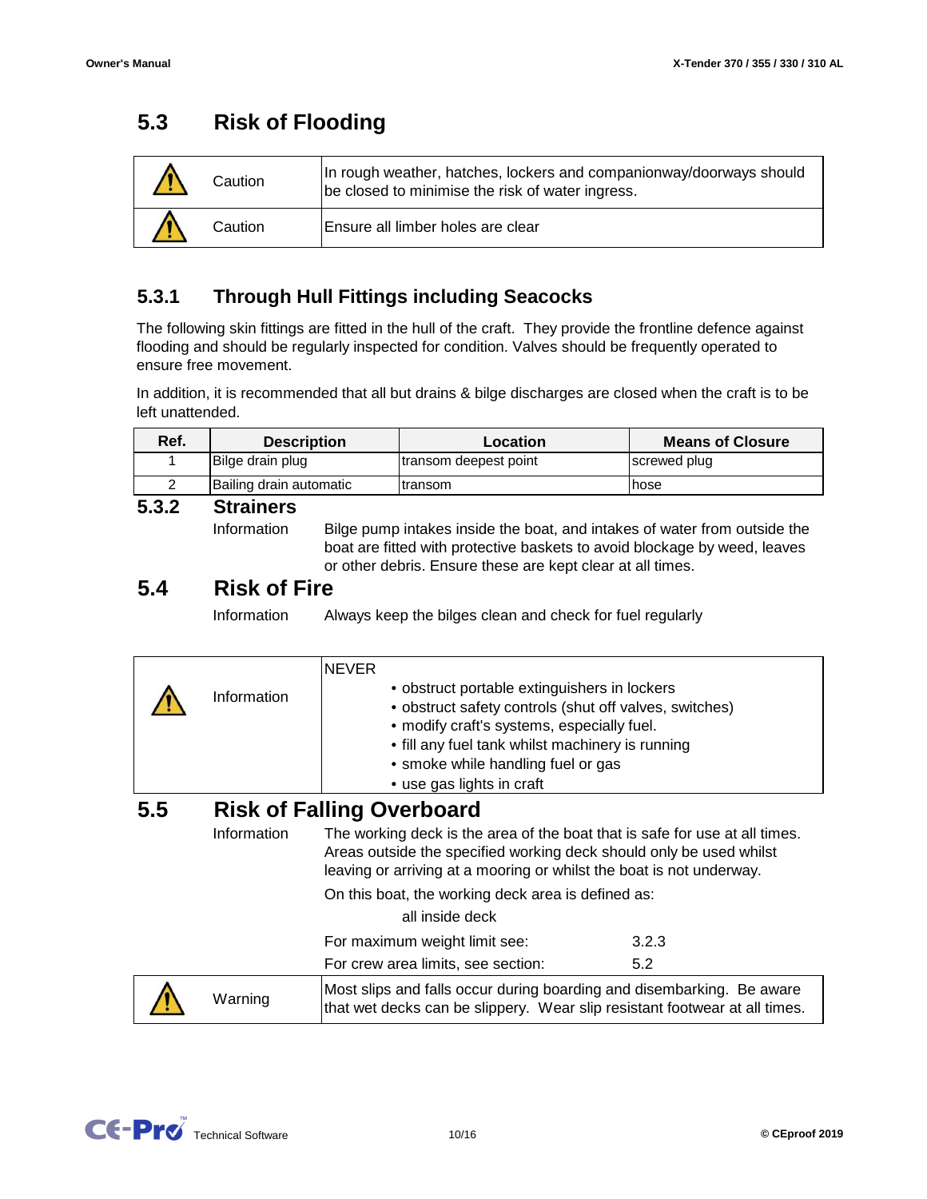## 5.3 Risk of Flooding

| | | |
|---|---|---|
| ⚠ | Caution | In rough weather, hatches, lockers and companionway/doorways should be closed to minimise the risk of water ingress. |
| ⚠ | Caution | Ensure all limber holes are clear |

### 5.3.1 Through Hull Fittings including Seacocks

The following skin fittings are fitted in the hull of the craft. They provide the frontline defence against flooding and should be regularly inspected for condition. Valves should be frequently operated to ensure free movement.

In addition, it is recommended that all but drains & bilge discharges are closed when the craft is to be left unattended.

| Ref. | Description | Location | Means of Closure |
|---|---|---|---|
| 1 | Bilge drain plug | transom deepest point | screwed plug |
| 2 | Bailing drain automatic | transom | hose |

### 5.3.2 Strainers

Information — Bilge pump intakes inside the boat, and intakes of water from outside the boat are fitted with protective baskets to avoid blockage by weed, leaves or other debris. Ensure these are kept clear at all times.

## 5.4 Risk of Fire

Information — Always keep the bilges clean and check for fuel regularly

| | | |
|---|---|---|
| ⚠ | Information | NEVER<br>• obstruct portable extinguishers in lockers<br>• obstruct safety controls (shut off valves, switches)<br>• modify craft's systems, especially fuel.<br>• fill any fuel tank whilst machinery is running<br>• smoke while handling fuel or gas<br>• use gas lights in craft |

## 5.5 Risk of Falling Overboard

Information — The working deck is the area of the boat that is safe for use at all times. Areas outside the specified working deck should only be used whilst leaving or arriving at a mooring or whilst the boat is not underway.

On this boat, the working deck area is defined as:

all inside deck

| | |
|---|---|
| For maximum weight limit see: | 3.2.3 |
| For crew area limits, see section: | 5.2 |

| | | |
|---|---|---|
| ⚠ | Warning | Most slips and falls occur during boarding and disembarking. Be aware that wet decks can be slippery. Wear slip resistant footwear at all times. |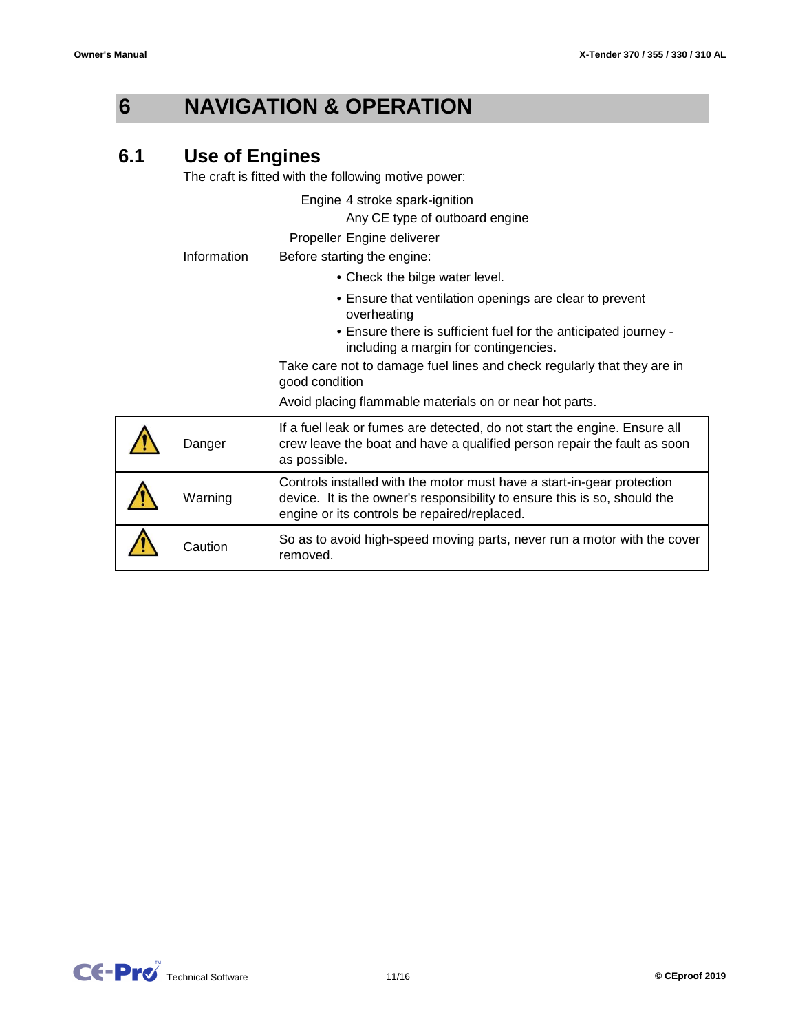# 6 NAVIGATION & OPERATION

## 6.1 Use of Engines

The craft is fitted with the following motive power:

| | |
|---|---|
| Engine | 4 stroke spark-ignition |
| | Any CE type of outboard engine |
| Propeller | Engine deliverer |

Information — Before starting the engine:

- Check the bilge water level.
- Ensure that ventilation openings are clear to prevent overheating
- Ensure there is sufficient fuel for the anticipated journey - including a margin for contingencies.

Take care not to damage fuel lines and check regularly that they are in good condition

Avoid placing flammable materials on or near hot parts.

| | | |
|---|---|---|
| ⚠ | Danger | If a fuel leak or fumes are detected, do not start the engine. Ensure all crew leave the boat and have a qualified person repair the fault as soon as possible. |
| ⚠ | Warning | Controls installed with the motor must have a start-in-gear protection device. It is the owner's responsibility to ensure this is so, should the engine or its controls be repaired/replaced. |
| ⚠ | Caution | So as to avoid high-speed moving parts, never run a motor with the cover removed. |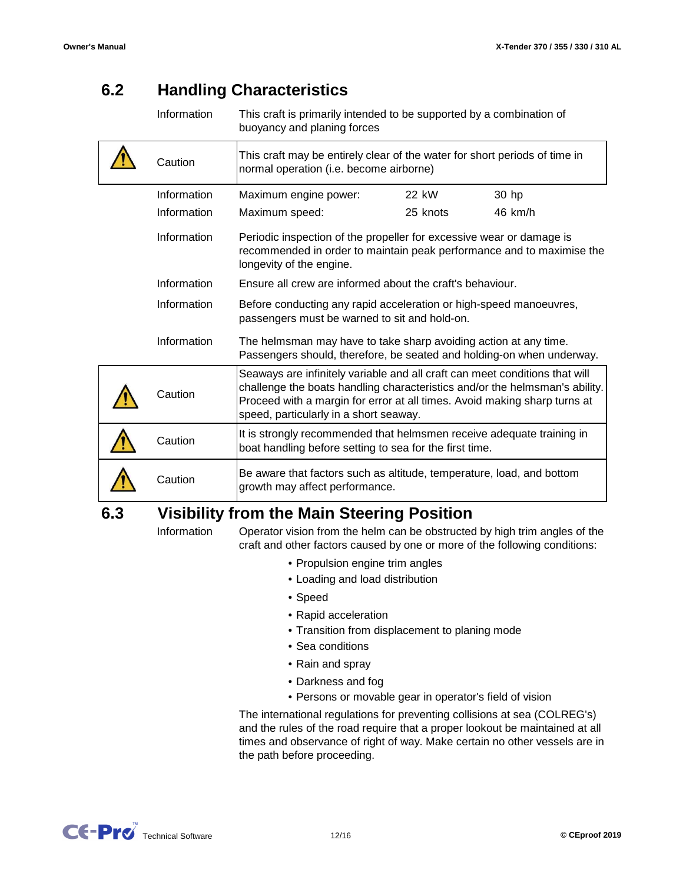## 6.2 Handling Characteristics

| | | |
|---|---|---|
| | Information | This craft is primarily intended to be supported by a combination of buoyancy and planing forces |
| ⚠ | Caution | This craft may be entirely clear of the water for short periods of time in normal operation (i.e. become airborne) |
| | Information | Maximum engine power: 22 kW 30 hp |
| | Information | Maximum speed: 25 knots 46 km/h |
| | Information | Periodic inspection of the propeller for excessive wear or damage is recommended in order to maintain peak performance and to maximise the longevity of the engine. |
| | Information | Ensure all crew are informed about the craft's behaviour. |
| | Information | Before conducting any rapid acceleration or high-speed manoeuvres, passengers must be warned to sit and hold-on. |
| | Information | The helmsman may have to take sharp avoiding action at any time. Passengers should, therefore, be seated and holding-on when underway. |
| ⚠ | Caution | Seaways are infinitely variable and all craft can meet conditions that will challenge the boats handling characteristics and/or the helmsman's ability. Proceed with a margin for error at all times. Avoid making sharp turns at speed, particularly in a short seaway. |
| ⚠ | Caution | It is strongly recommended that helmsmen receive adequate training in boat handling before setting to sea for the first time. |
| ⚠ | Caution | Be aware that factors such as altitude, temperature, load, and bottom growth may affect performance. |

## 6.3 Visibility from the Main Steering Position

Information

Operator vision from the helm can be obstructed by high trim angles of the craft and other factors caused by one or more of the following conditions:

- Propulsion engine trim angles
- Loading and load distribution
- Speed
- Rapid acceleration
- Transition from displacement to planing mode
- Sea conditions
- Rain and spray
- Darkness and fog
- Persons or movable gear in operator's field of vision

The international regulations for preventing collisions at sea (COLREG's) and the rules of the road require that a proper lookout be maintained at all times and observance of right of way. Make certain no other vessels are in the path before proceeding.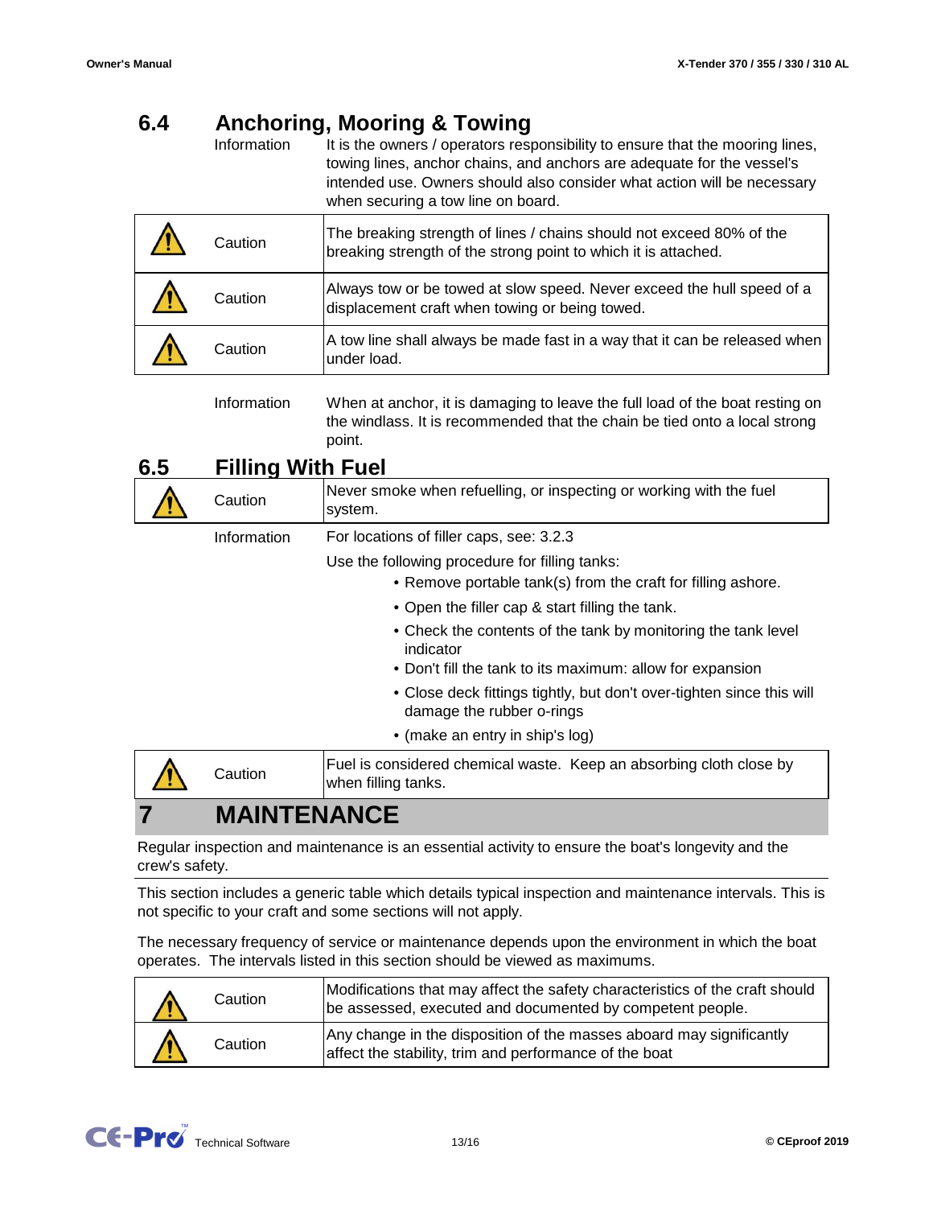## 6.4 Anchoring, Mooring & Towing

| | | |
|---|---|---|
| | Information | It is the owners / operators responsibility to ensure that the mooring lines, towing lines, anchor chains, and anchors are adequate for the vessel's intended use. Owners should also consider what action will be necessary when securing a tow line on board. |
| ⚠ | Caution | The breaking strength of lines / chains should not exceed 80% of the breaking strength of the strong point to which it is attached. |
| ⚠ | Caution | Always tow or be towed at slow speed. Never exceed the hull speed of a displacement craft when towing or being towed. |
| ⚠ | Caution | A tow line shall always be made fast in a way that it can be released when under load. |
| | Information | When at anchor, it is damaging to leave the full load of the boat resting on the windlass. It is recommended that the chain be tied onto a local strong point. |

## 6.5 Filling With Fuel

| | | |
|---|---|---|
| ⚠ | Caution | Never smoke when refuelling, or inspecting or working with the fuel system. |
| | Information | For locations of filler caps, see: 3.2.3 |

Use the following procedure for filling tanks:

- Remove portable tank(s) from the craft for filling ashore.
- Open the filler cap & start filling the tank.
- Check the contents of the tank by monitoring the tank level indicator
- Don't fill the tank to its maximum: allow for expansion
- Close deck fittings tightly, but don't over-tighten since this will damage the rubber o-rings
- (make an entry in ship's log)

| | | |
|---|---|---|
| ⚠ | Caution | Fuel is considered chemical waste. Keep an absorbing cloth close by when filling tanks. |

# 7 MAINTENANCE

Regular inspection and maintenance is an essential activity to ensure the boat's longevity and the crew's safety.

This section includes a generic table which details typical inspection and maintenance intervals. This is not specific to your craft and some sections will not apply.

The necessary frequency of service or maintenance depends upon the environment in which the boat operates. The intervals listed in this section should be viewed as maximums.

| | | |
|---|---|---|
| ⚠ | Caution | Modifications that may affect the safety characteristics of the craft should be assessed, executed and documented by competent people. |
| ⚠ | Caution | Any change in the disposition of the masses aboard may significantly affect the stability, trim and performance of the boat |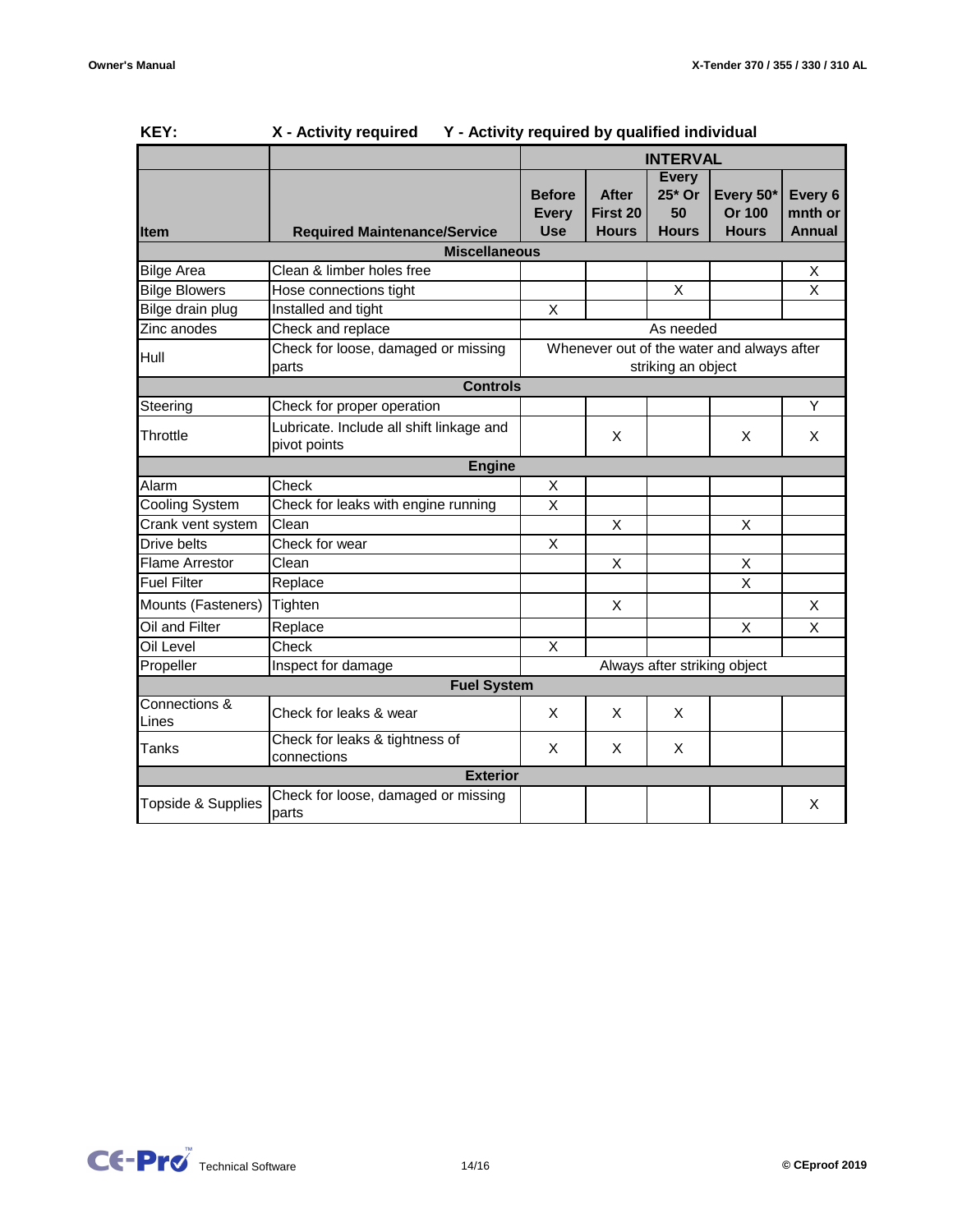**KEY:** **X - Activity required** **Y - Activity required by qualified individual**

| Item | Required Maintenance/Service | INTERVAL | | | | |
|---|---|---|---|---|---|---|
| | | Before Every Use | After First 20 Hours | Every 25* Or 50 Hours | Every 50* Or 100 Hours | Every 6 mnth or Annual |
| **Miscellaneous** | | | | | | |
| Bilge Area | Clean & limber holes free | | | | | X |
| Bilge Blowers | Hose connections tight | | | X | | X |
| Bilge drain plug | Installed and tight | X | | | | |
| Zinc anodes | Check and replace | As needed | | | | |
| Hull | Check for loose, damaged or missing parts | Whenever out of the water and always after striking an object | | | | |
| **Controls** | | | | | | |
| Steering | Check for proper operation | | | | | Y |
| Throttle | Lubricate. Include all shift linkage and pivot points | | X | | X | X |
| **Engine** | | | | | | |
| Alarm | Check | X | | | | |
| Cooling System | Check for leaks with engine running | X | | | | |
| Crank vent system | Clean | | X | | X | |
| Drive belts | Check for wear | X | | | | |
| Flame Arrestor | Clean | | X | | X | |
| Fuel Filter | Replace | | | | X | |
| Mounts (Fasteners) | Tighten | | X | | | X |
| Oil and Filter | Replace | | | | X | X |
| Oil Level | Check | X | | | | |
| Propeller | Inspect for damage | Always after striking object | | | | |
| **Fuel System** | | | | | | |
| Connections & Lines | Check for leaks & wear | X | X | X | | |
| Tanks | Check for leaks & tightness of connections | X | X | X | | |
| **Exterior** | | | | | | |
| Topside & Supplies | Check for loose, damaged or missing parts | | | | | X |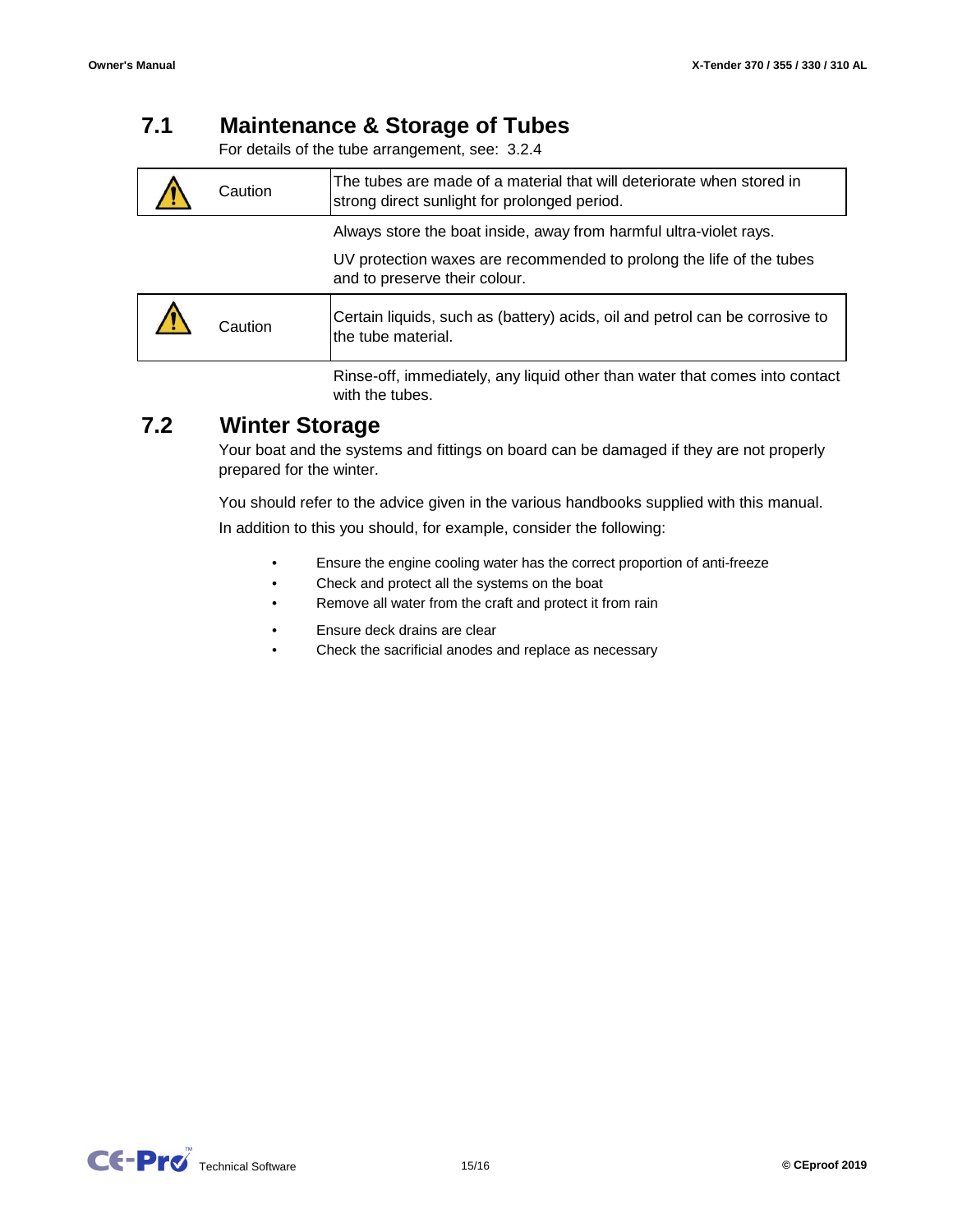## 7.1 Maintenance & Storage of Tubes

For details of the tube arrangement, see: 3.2.4

| ⚠ | Caution | The tubes are made of a material that will deteriorate when stored in strong direct sunlight for prolonged period. |
|---|---|---|

Always store the boat inside, away from harmful ultra-violet rays.

UV protection waxes are recommended to prolong the life of the tubes and to preserve their colour.

| ⚠ | Caution | Certain liquids, such as (battery) acids, oil and petrol can be corrosive to the tube material. |
|---|---|---|

Rinse-off, immediately, any liquid other than water that comes into contact with the tubes.

## 7.2 Winter Storage

Your boat and the systems and fittings on board can be damaged if they are not properly prepared for the winter.

You should refer to the advice given in the various handbooks supplied with this manual.

In addition to this you should, for example, consider the following:

- Ensure the engine cooling water has the correct proportion of anti-freeze
- Check and protect all the systems on the boat
- Remove all water from the craft and protect it from rain
- Ensure deck drains are clear
- Check the sacrificial anodes and replace as necessary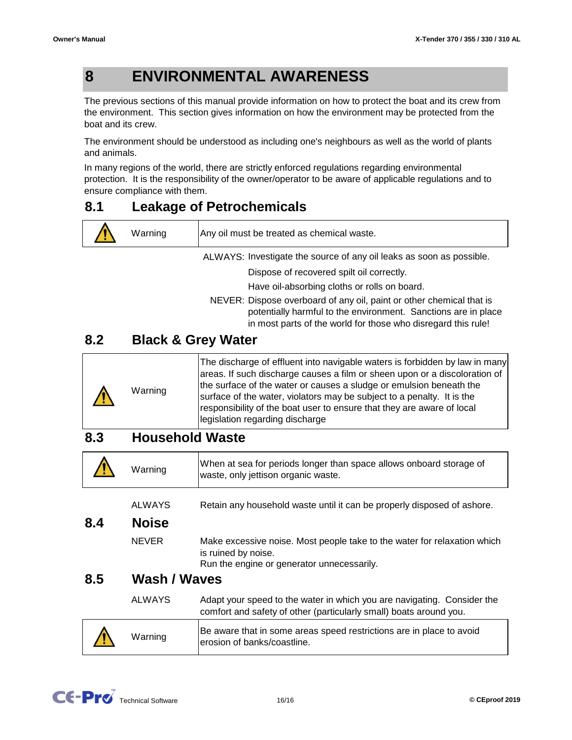# 8 ENVIRONMENTAL AWARENESS

The previous sections of this manual provide information on how to protect the boat and its crew from the environment. This section gives information on how the environment may be protected from the boat and its crew.

The environment should be understood as including one's neighbours as well as the world of plants and animals.

In many regions of the world, there are strictly enforced regulations regarding environmental protection. It is the responsibility of the owner/operator to be aware of applicable regulations and to ensure compliance with them.

## 8.1 Leakage of Petrochemicals

| | | |
|---|---|---|
| ⚠ | Warning | Any oil must be treated as chemical waste. |

ALWAYS: Investigate the source of any oil leaks as soon as possible.

Dispose of recovered spilt oil correctly.

Have oil-absorbing cloths or rolls on board.

NEVER: Dispose overboard of any oil, paint or other chemical that is potentially harmful to the environment. Sanctions are in place in most parts of the world for those who disregard this rule!

## 8.2 Black & Grey Water

| | | |
|---|---|---|
| ⚠ | Warning | The discharge of effluent into navigable waters is forbidden by law in many areas. If such discharge causes a film or sheen upon or a discoloration of the surface of the water or causes a sludge or emulsion beneath the surface of the water, violators may be subject to a penalty. It is the responsibility of the boat user to ensure that they are aware of local legislation regarding discharge |

## 8.3 Household Waste

| | | |
|---|---|---|
| ⚠ | Warning | When at sea for periods longer than space allows onboard storage of waste, only jettison organic waste. |

ALWAYS Retain any household waste until it can be properly disposed of ashore.

## 8.4 Noise

NEVER Make excessive noise. Most people take to the water for relaxation which is ruined by noise.
Run the engine or generator unnecessarily.

## 8.5 Wash / Waves

ALWAYS Adapt your speed to the water in which you are navigating. Consider the comfort and safety of other (particularly small) boats around you.

| | | |
|---|---|---|
| ⚠ | Warning | Be aware that in some areas speed restrictions are in place to avoid erosion of banks/coastline. |